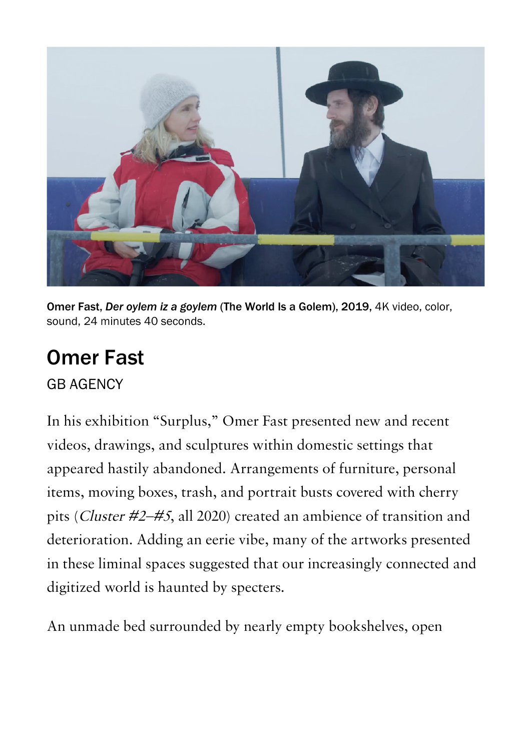Omer Fast, *Der oylem iz a goylem* (The World Is a Golem), 2019, 4K video, color, sound, 24 minutes 40 seconds.

# Omer Fast

GB AGENCY

In his exhibition "Surplus," Omer Fast presented new and recent videos, drawings, and sculptures within domestic settings that appeared hastily abandoned. Arrangements of furniture, personal items, moving boxes, trash, and portrait busts covered with cherry pits (*Cluster #2–#5*, all 2020) created an ambience of transition and deterioration. Adding an eerie vibe, many of the artworks presented in these liminal spaces suggested that our increasingly connected and digitized world is haunted by specters.

An unmade bed surrounded by nearly empty bookshelves, open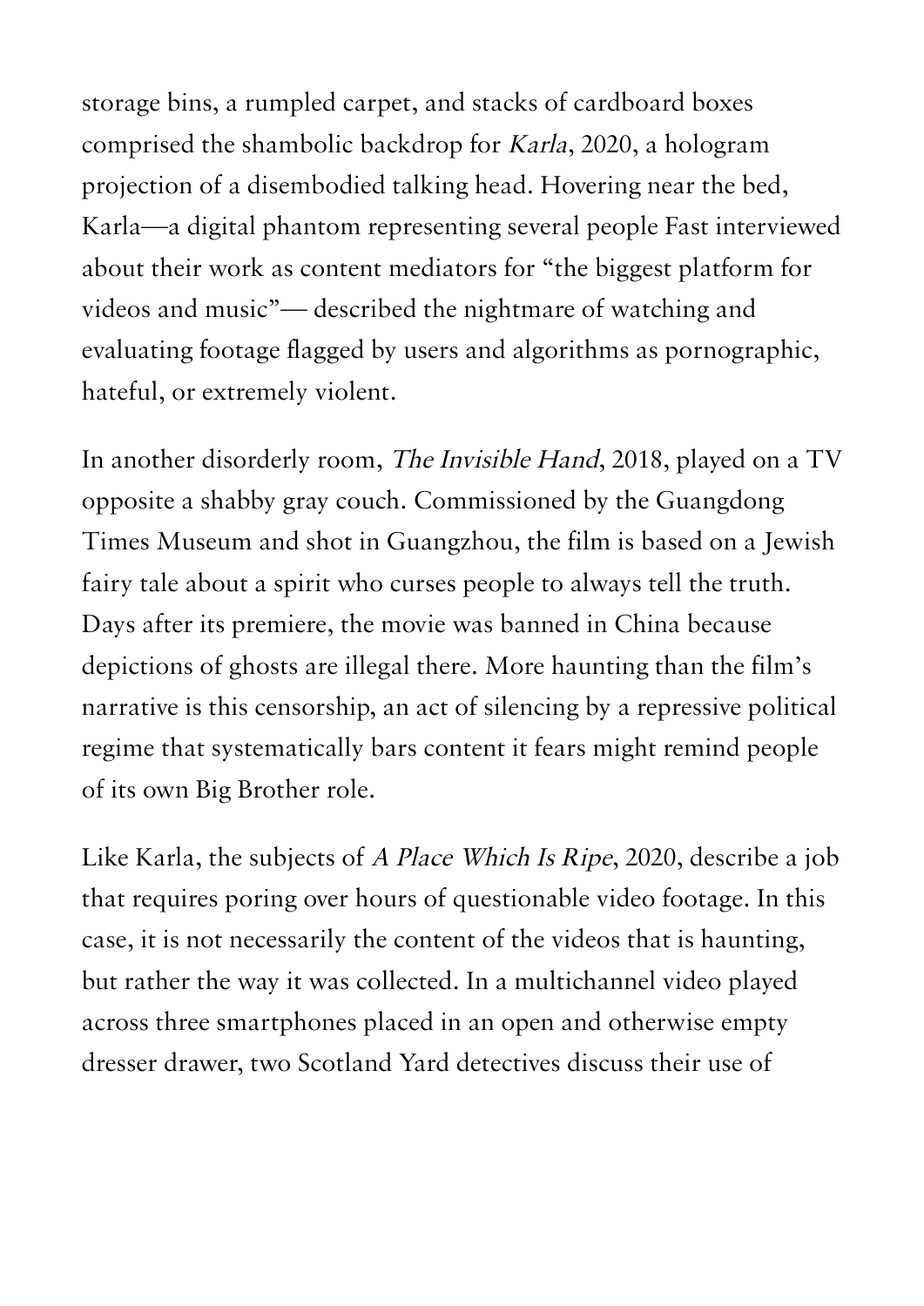storage bins, a rumpled carpet, and stacks of cardboard boxes comprised the shambolic backdrop for *Karla*, 2020, a hologram projection of a disembodied talking head. Hovering near the bed, Karla—a digital phantom representing several people Fast interviewed about their work as content mediators for "the biggest platform for videos and music"— described the nightmare of watching and evaluating footage flagged by users and algorithms as pornographic, hateful, or extremely violent.

In another disorderly room, *The Invisible Hand*, 2018, played on a TV opposite a shabby gray couch. Commissioned by the Guangdong Times Museum and shot in Guangzhou, the film is based on a Jewish fairy tale about a spirit who curses people to always tell the truth. Days after its premiere, the movie was banned in China because depictions of ghosts are illegal there. More haunting than the film's narrative is this censorship, an act of silencing by a repressive political regime that systematically bars content it fears might remind people of its own Big Brother role.

Like Karla, the subjects of *A Place Which Is Ripe*, 2020, describe a job that requires poring over hours of questionable video footage. In this case, it is not necessarily the content of the videos that is haunting, but rather the way it was collected. In a multichannel video played across three smartphones placed in an open and otherwise empty dresser drawer, two Scotland Yard detectives discuss their use of